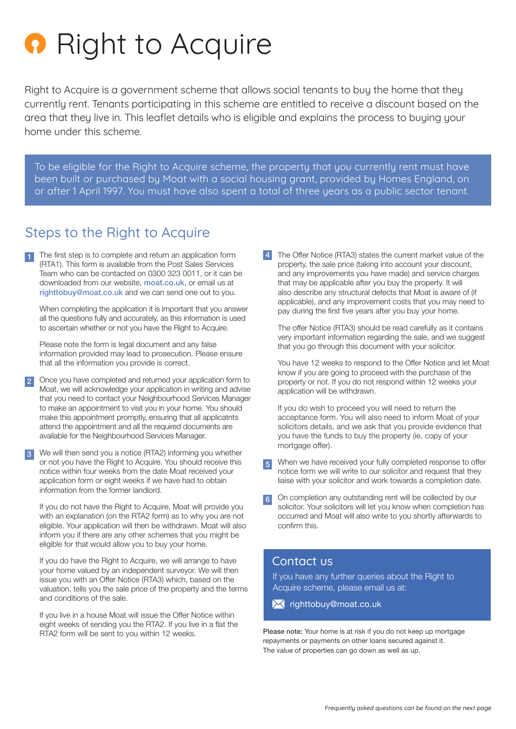# Right to Acquire

Right to Acquire is a government scheme that allows social tenants to buy the home that they currently rent. Tenants participating in this scheme are entitled to receive a discount based on the area that they live in. This leaflet details who is eligible and explains the process to buying your home under this scheme.

To be eligible for the Right to Acquire scheme, the property that you currently rent must have been built or purchased by Moat with a social housing grant, provided by Homes England, on or after 1 April 1997. You must have also spent a total of three years as a public sector tenant.

## Steps to the Right to Acquire

1. The first step is to complete and return an application form (RTA1). This form is available from the Post Sales Services Team who can be contacted on 0300 323 0011, or it can be downloaded from our website, moat.co.uk, or email us at righttobuy@moat.co.uk and we can send one out to you.

   When completing the application it is important that you answer all the questions fully and accurately, as this information is used to ascertain whether or not you have the Right to Acquire.

   Please note the form is legal document and any false information provided may lead to prosecution. Please ensure that all the information you provide is correct.

2. Once you have completed and returned your application form to Moat, we will acknowledge your application in writing and advise that you need to contact your Neighbourhood Services Manager to make an appointment to visit you in your home. You should make this appointment promptly, ensuring that all applicatnts attend the appointment and all the required documents are available for the Neighbourhood Services Manager.

3. We will then send you a notice (RTA2) informing you whether or not you have the Right to Acquire. You should receive this notice within four weeks from the date Moat received your application form or eight weeks if we have had to obtain information from the former landlord.

   If you do not have the Right to Acquire, Moat will provide you with an explanation (on the RTA2 form) as to why you are not eligible. Your application will then be withdrawn. Moat will also inform you if there are any other schemes that you might be eligible for that would allow you to buy your home.

   If you do have the Right to Acquire, we will arrange to have your home valued by an independent surveyor. We will then issue you with an Offer Notice (RTA3) which, based on the valuation, tells you the sale price of the property and the terms and conditions of the sale.

   If you live in a house Moat will issue the Offer Notice within eight weeks of sending you the RTA2. If you live in a flat the RTA2 form will be sent to you within 12 weeks.

4. The Offer Notice (RTA3) states the current market value of the property, the sale price (taking into account your discount, and any improvements you have made) and service charges that may be applicable after you buy the property. It will also describe any structural defects that Moat is aware of (if applicable), and any improvement costs that you may need to pay during the first five years after you buy your home.

   The offer Notice (RTA3) should be read carefully as it contains very important information regarding the sale, and we suggest that you go through this document with your solicitor.

   You have 12 weeks to respond to the Offer Notice and let Moat know if you are going to proceed with the purchase of the property or not. If you do not respond within 12 weeks your application will be withdrawn.

   If you do wish to proceed you will need to return the acceptance form. You will also need to inform Moat of your solicitors details, and we ask that you provide evidence that you have the funds to buy the property (ie. copy of your mortgage offer).

5. When we have received your fully completed response to offer notice form we will write to our solicitor and request that they liaise with your solicitor and work towards a completion date.

6. On completion any outstanding rent will be collected by our solicitor. Your solicitors will let you know when completion has occurred and Moat will also write to you shortly afterwards to confirm this.

## Contact us

If you have any further queries about the Right to Acquire scheme, please email us at:

righttobuy@moat.co.uk

**Please note:** Your home is at risk if you do not keep up mortgage repayments or payments on other loans secured against it. The value of properties can go down as well as up.

*Frequently asked questions can be found on the next page*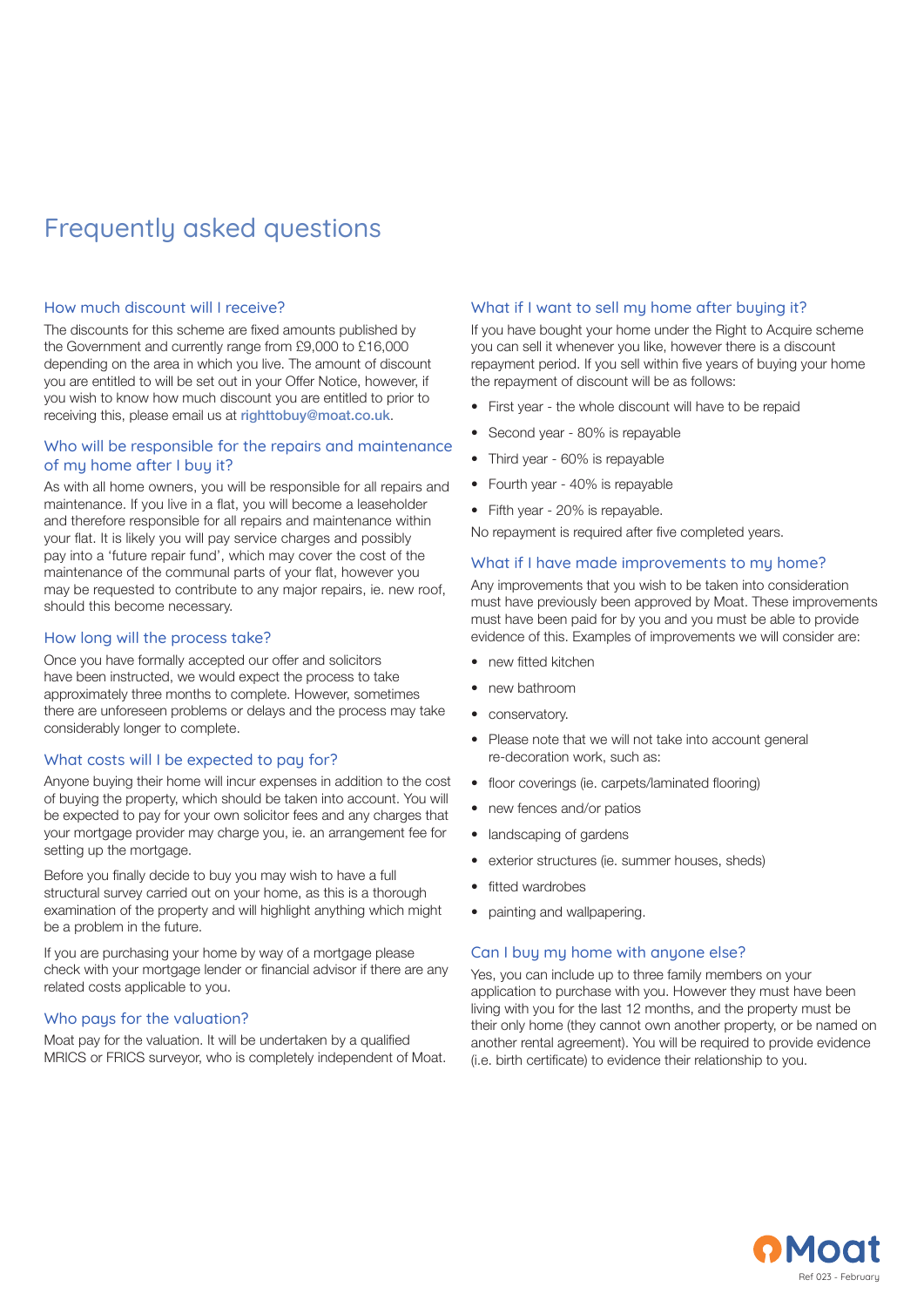# Frequently asked questions

## How much discount will I receive?

The discounts for this scheme are fixed amounts published by the Government and currently range from £9,000 to £16,000 depending on the area in which you live. The amount of discount you are entitled to will be set out in your Offer Notice, however, if you wish to know how much discount you are entitled to prior to receiving this, please email us at **righttobuy@moat.co.uk**.

## Who will be responsible for the repairs and maintenance of my home after I buy it?

As with all home owners, you will be responsible for all repairs and maintenance. If you live in a flat, you will become a leaseholder and therefore responsible for all repairs and maintenance within your flat. It is likely you will pay service charges and possibly pay into a 'future repair fund', which may cover the cost of the maintenance of the communal parts of your flat, however you may be requested to contribute to any major repairs, ie. new roof, should this become necessary.

## How long will the process take?

Once you have formally accepted our offer and solicitors have been instructed, we would expect the process to take approximately three months to complete. However, sometimes there are unforeseen problems or delays and the process may take considerably longer to complete.

## What costs will I be expected to pay for?

Anyone buying their home will incur expenses in addition to the cost of buying the property, which should be taken into account. You will be expected to pay for your own solicitor fees and any charges that your mortgage provider may charge you, ie. an arrangement fee for setting up the mortgage.

Before you finally decide to buy you may wish to have a full structural survey carried out on your home, as this is a thorough examination of the property and will highlight anything which might be a problem in the future.

If you are purchasing your home by way of a mortgage please check with your mortgage lender or financial advisor if there are any related costs applicable to you.

## Who pays for the valuation?

Moat pay for the valuation. It will be undertaken by a qualified MRICS or FRICS surveyor, who is completely independent of Moat.

## What if I want to sell my home after buying it?

If you have bought your home under the Right to Acquire scheme you can sell it whenever you like, however there is a discount repayment period. If you sell within five years of buying your home the repayment of discount will be as follows:

- First year - the whole discount will have to be repaid
- Second year - 80% is repayable
- Third year - 60% is repayable
- Fourth year - 40% is repayable
- Fifth year - 20% is repayable.

No repayment is required after five completed years.

## What if I have made improvements to my home?

Any improvements that you wish to be taken into consideration must have previously been approved by Moat. These improvements must have been paid for by you and you must be able to provide evidence of this. Examples of improvements we will consider are:

- new fitted kitchen
- new bathroom
- conservatory.
- Please note that we will not take into account general re-decoration work, such as:
- floor coverings (ie. carpets/laminated flooring)
- new fences and/or patios
- landscaping of gardens
- exterior structures (ie. summer houses, sheds)
- fitted wardrobes
- painting and wallpapering.

## Can I buy my home with anyone else?

Yes, you can include up to three family members on your application to purchase with you. However they must have been living with you for the last 12 months, and the property must be their only home (they cannot own another property, or be named on another rental agreement). You will be required to provide evidence (i.e. birth certificate) to evidence their relationship to you.

Moat

Ref 023 - February